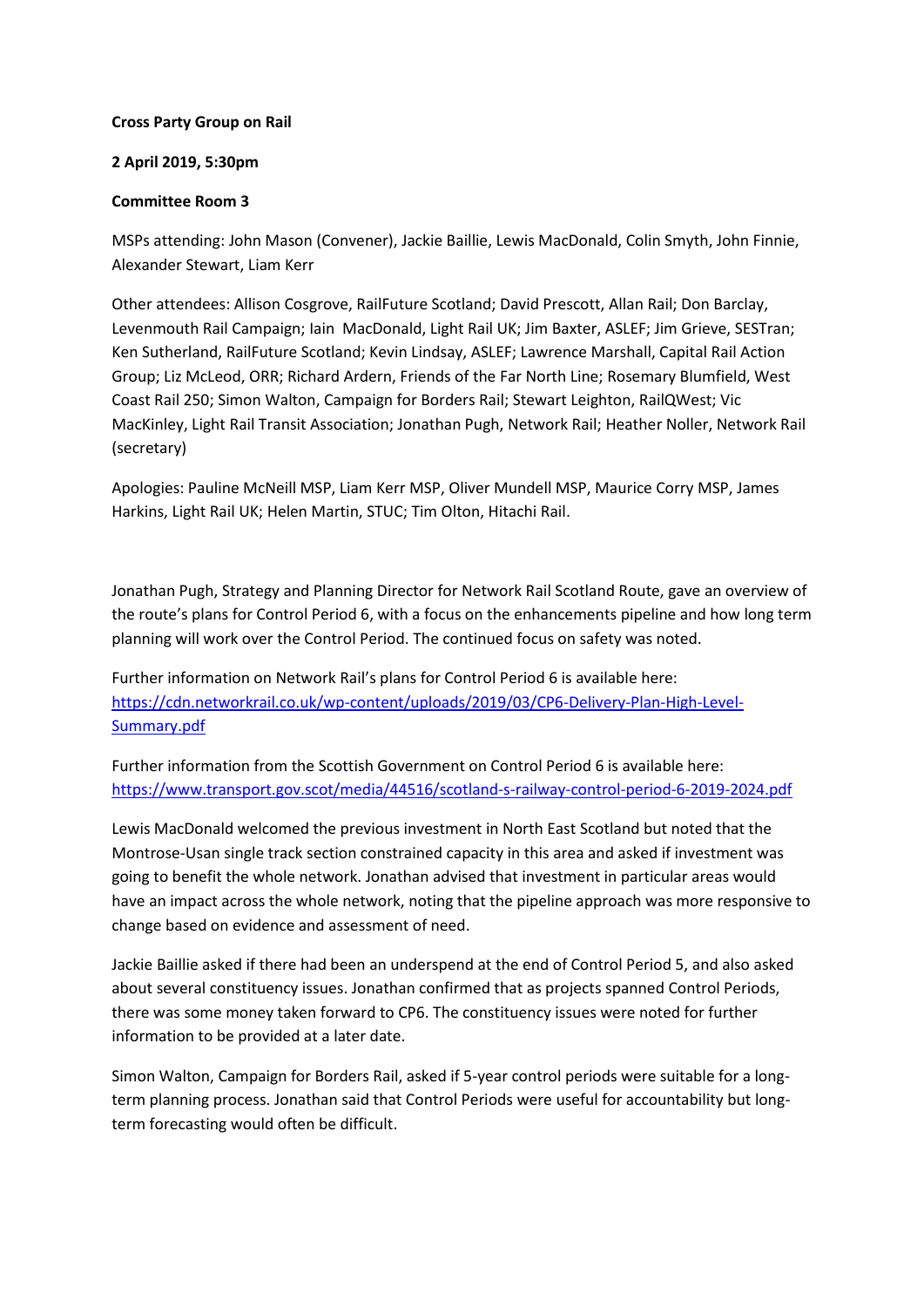**Cross Party Group on Rail**

**2 April 2019, 5:30pm**

**Committee Room 3**

MSPs attending: John Mason (Convener), Jackie Baillie, Lewis MacDonald, Colin Smyth, John Finnie, Alexander Stewart, Liam Kerr

Other attendees: Allison Cosgrove, RailFuture Scotland; David Prescott, Allan Rail; Don Barclay, Levenmouth Rail Campaign; Iain MacDonald, Light Rail UK; Jim Baxter, ASLEF; Jim Grieve, SESTran; Ken Sutherland, RailFuture Scotland; Kevin Lindsay, ASLEF; Lawrence Marshall, Capital Rail Action Group; Liz McLeod, ORR; Richard Ardern, Friends of the Far North Line; Rosemary Blumfield, West Coast Rail 250; Simon Walton, Campaign for Borders Rail; Stewart Leighton, RailQWest; Vic MacKinley, Light Rail Transit Association; Jonathan Pugh, Network Rail; Heather Noller, Network Rail (secretary)

Apologies: Pauline McNeill MSP, Liam Kerr MSP, Oliver Mundell MSP, Maurice Corry MSP, James Harkins, Light Rail UK; Helen Martin, STUC; Tim Olton, Hitachi Rail.

Jonathan Pugh, Strategy and Planning Director for Network Rail Scotland Route, gave an overview of the route's plans for Control Period 6, with a focus on the enhancements pipeline and how long term planning will work over the Control Period. The continued focus on safety was noted.

Further information on Network Rail's plans for Control Period 6 is available here: https://cdn.networkrail.co.uk/wp-content/uploads/2019/03/CP6-Delivery-Plan-High-Level-Summary.pdf

Further information from the Scottish Government on Control Period 6 is available here: https://www.transport.gov.scot/media/44516/scotland-s-railway-control-period-6-2019-2024.pdf

Lewis MacDonald welcomed the previous investment in North East Scotland but noted that the Montrose-Usan single track section constrained capacity in this area and asked if investment was going to benefit the whole network. Jonathan advised that investment in particular areas would have an impact across the whole network, noting that the pipeline approach was more responsive to change based on evidence and assessment of need.

Jackie Baillie asked if there had been an underspend at the end of Control Period 5, and also asked about several constituency issues. Jonathan confirmed that as projects spanned Control Periods, there was some money taken forward to CP6. The constituency issues were noted for further information to be provided at a later date.

Simon Walton, Campaign for Borders Rail, asked if 5-year control periods were suitable for a long-term planning process. Jonathan said that Control Periods were useful for accountability but long-term forecasting would often be difficult.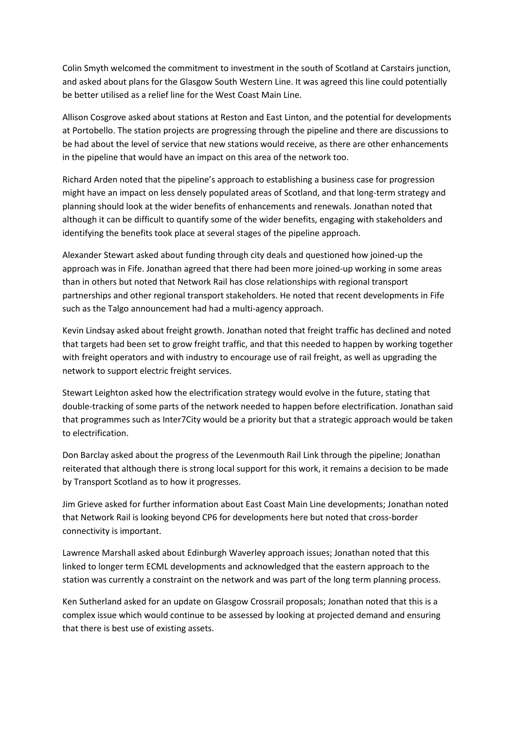Colin Smyth welcomed the commitment to investment in the south of Scotland at Carstairs junction, and asked about plans for the Glasgow South Western Line. It was agreed this line could potentially be better utilised as a relief line for the West Coast Main Line.

Allison Cosgrove asked about stations at Reston and East Linton, and the potential for developments at Portobello. The station projects are progressing through the pipeline and there are discussions to be had about the level of service that new stations would receive, as there are other enhancements in the pipeline that would have an impact on this area of the network too.

Richard Arden noted that the pipeline's approach to establishing a business case for progression might have an impact on less densely populated areas of Scotland, and that long-term strategy and planning should look at the wider benefits of enhancements and renewals. Jonathan noted that although it can be difficult to quantify some of the wider benefits, engaging with stakeholders and identifying the benefits took place at several stages of the pipeline approach.

Alexander Stewart asked about funding through city deals and questioned how joined-up the approach was in Fife. Jonathan agreed that there had been more joined-up working in some areas than in others but noted that Network Rail has close relationships with regional transport partnerships and other regional transport stakeholders. He noted that recent developments in Fife such as the Talgo announcement had had a multi-agency approach.

Kevin Lindsay asked about freight growth. Jonathan noted that freight traffic has declined and noted that targets had been set to grow freight traffic, and that this needed to happen by working together with freight operators and with industry to encourage use of rail freight, as well as upgrading the network to support electric freight services.

Stewart Leighton asked how the electrification strategy would evolve in the future, stating that double-tracking of some parts of the network needed to happen before electrification. Jonathan said that programmes such as Inter7City would be a priority but that a strategic approach would be taken to electrification.

Don Barclay asked about the progress of the Levenmouth Rail Link through the pipeline; Jonathan reiterated that although there is strong local support for this work, it remains a decision to be made by Transport Scotland as to how it progresses.

Jim Grieve asked for further information about East Coast Main Line developments; Jonathan noted that Network Rail is looking beyond CP6 for developments here but noted that cross-border connectivity is important.

Lawrence Marshall asked about Edinburgh Waverley approach issues; Jonathan noted that this linked to longer term ECML developments and acknowledged that the eastern approach to the station was currently a constraint on the network and was part of the long term planning process.

Ken Sutherland asked for an update on Glasgow Crossrail proposals; Jonathan noted that this is a complex issue which would continue to be assessed by looking at projected demand and ensuring that there is best use of existing assets.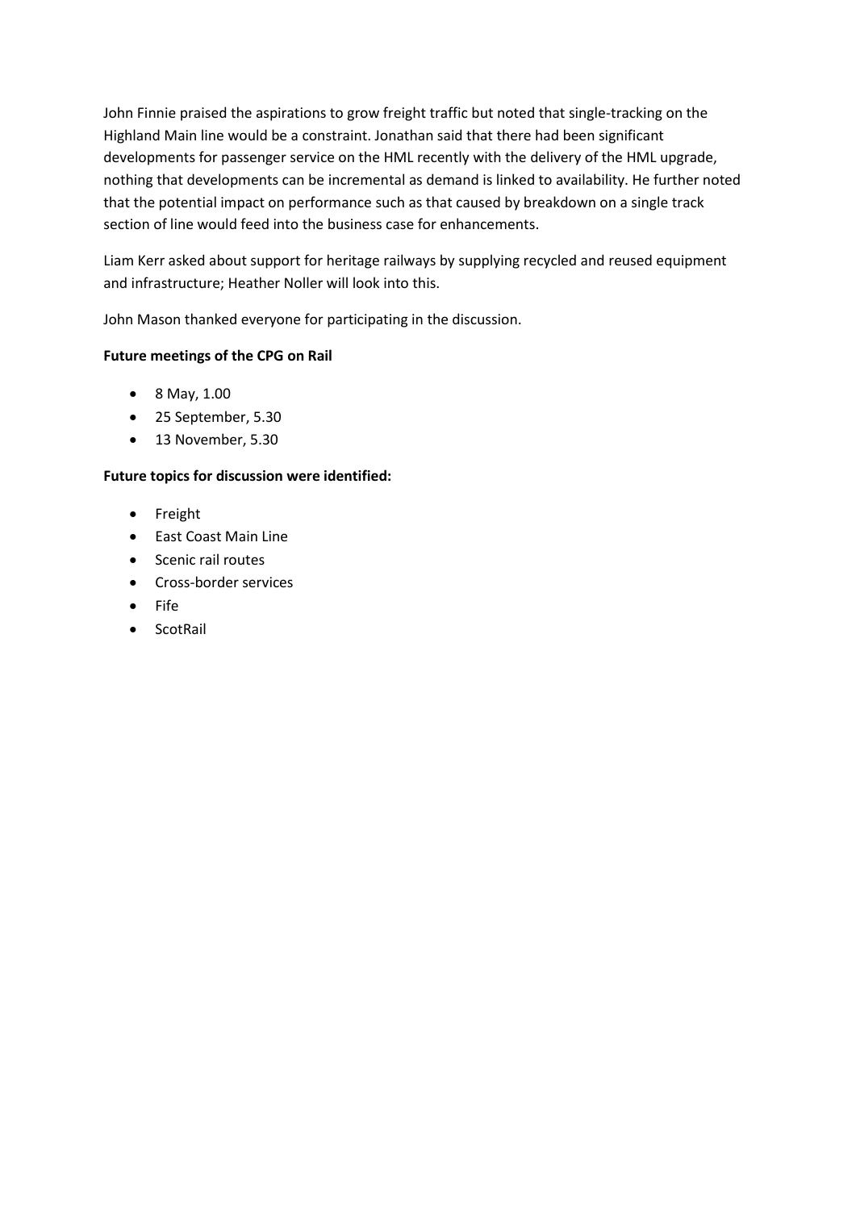John Finnie praised the aspirations to grow freight traffic but noted that single-tracking on the Highland Main line would be a constraint. Jonathan said that there had been significant developments for passenger service on the HML recently with the delivery of the HML upgrade, nothing that developments can be incremental as demand is linked to availability. He further noted that the potential impact on performance such as that caused by breakdown on a single track section of line would feed into the business case for enhancements.

Liam Kerr asked about support for heritage railways by supplying recycled and reused equipment and infrastructure; Heather Noller will look into this.

John Mason thanked everyone for participating in the discussion.

**Future meetings of the CPG on Rail**

- 8 May, 1.00
- 25 September, 5.30
- 13 November, 5.30

**Future topics for discussion were identified:**

- Freight
- East Coast Main Line
- Scenic rail routes
- Cross-border services
- Fife
- ScotRail